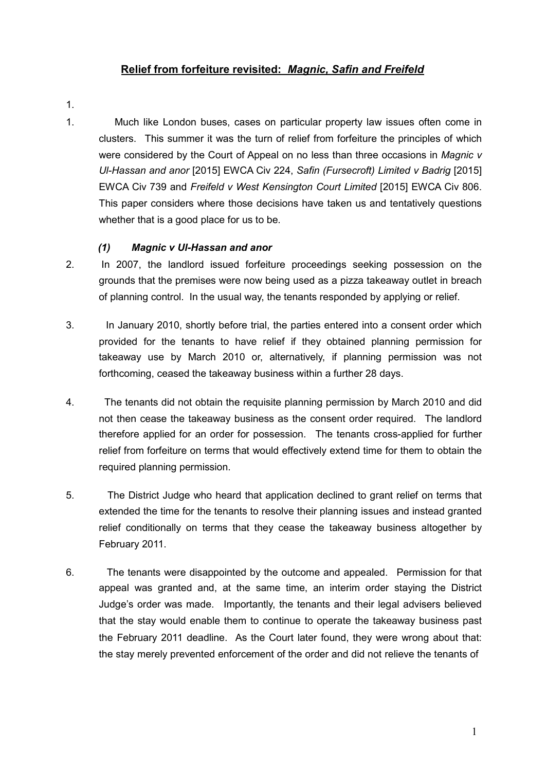## **Relief from forfeiture revisited: *Magnic, Safin and Freifeld***

1.

1. Much like London buses, cases on particular property law issues often come in clusters. This summer it was the turn of relief from forfeiture the principles of which were considered by the Court of Appeal on no less than three occasions in *Magnic v Ul-Hassan and anor* [2015] EWCA Civ 224, *Safin (Fursecroft) Limited v Badrig* [2015] EWCA Civ 739 and *Freifeld v West Kensington Court Limited* [2015] EWCA Civ 806. This paper considers where those decisions have taken us and tentatively questions whether that is a good place for us to be.

### ***(1) Magnic v Ul-Hassan and anor***

2. In 2007, the landlord issued forfeiture proceedings seeking possession on the grounds that the premises were now being used as a pizza takeaway outlet in breach of planning control. In the usual way, the tenants responded by applying or relief.

3. In January 2010, shortly before trial, the parties entered into a consent order which provided for the tenants to have relief if they obtained planning permission for takeaway use by March 2010 or, alternatively, if planning permission was not forthcoming, ceased the takeaway business within a further 28 days.

4. The tenants did not obtain the requisite planning permission by March 2010 and did not then cease the takeaway business as the consent order required. The landlord therefore applied for an order for possession. The tenants cross-applied for further relief from forfeiture on terms that would effectively extend time for them to obtain the required planning permission.

5. The District Judge who heard that application declined to grant relief on terms that extended the time for the tenants to resolve their planning issues and instead granted relief conditionally on terms that they cease the takeaway business altogether by February 2011.

6. The tenants were disappointed by the outcome and appealed. Permission for that appeal was granted and, at the same time, an interim order staying the District Judge's order was made. Importantly, the tenants and their legal advisers believed that the stay would enable them to continue to operate the takeaway business past the February 2011 deadline. As the Court later found, they were wrong about that: the stay merely prevented enforcement of the order and did not relieve the tenants of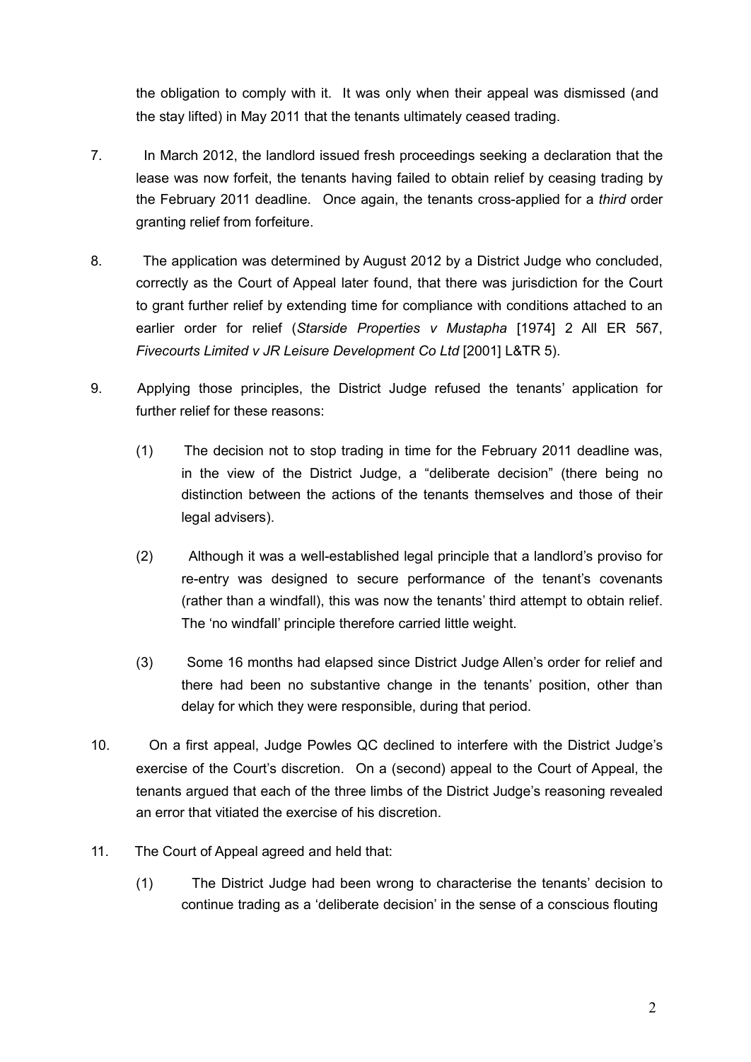the obligation to comply with it. It was only when their appeal was dismissed (and the stay lifted) in May 2011 that the tenants ultimately ceased trading.

7. In March 2012, the landlord issued fresh proceedings seeking a declaration that the lease was now forfeit, the tenants having failed to obtain relief by ceasing trading by the February 2011 deadline. Once again, the tenants cross-applied for a *third* order granting relief from forfeiture.

8. The application was determined by August 2012 by a District Judge who concluded, correctly as the Court of Appeal later found, that there was jurisdiction for the Court to grant further relief by extending time for compliance with conditions attached to an earlier order for relief (*Starside Properties v Mustapha* [1974] 2 All ER 567, *Fivecourts Limited v JR Leisure Development Co Ltd* [2001] L&TR 5).

9. Applying those principles, the District Judge refused the tenants' application for further relief for these reasons:

   (1) The decision not to stop trading in time for the February 2011 deadline was, in the view of the District Judge, a "deliberate decision" (there being no distinction between the actions of the tenants themselves and those of their legal advisers).

   (2) Although it was a well-established legal principle that a landlord's proviso for re-entry was designed to secure performance of the tenant's covenants (rather than a windfall), this was now the tenants' third attempt to obtain relief. The 'no windfall' principle therefore carried little weight.

   (3) Some 16 months had elapsed since District Judge Allen's order for relief and there had been no substantive change in the tenants' position, other than delay for which they were responsible, during that period.

10. On a first appeal, Judge Powles QC declined to interfere with the District Judge's exercise of the Court's discretion. On a (second) appeal to the Court of Appeal, the tenants argued that each of the three limbs of the District Judge's reasoning revealed an error that vitiated the exercise of his discretion.

11. The Court of Appeal agreed and held that:

   (1) The District Judge had been wrong to characterise the tenants' decision to continue trading as a 'deliberate decision' in the sense of a conscious flouting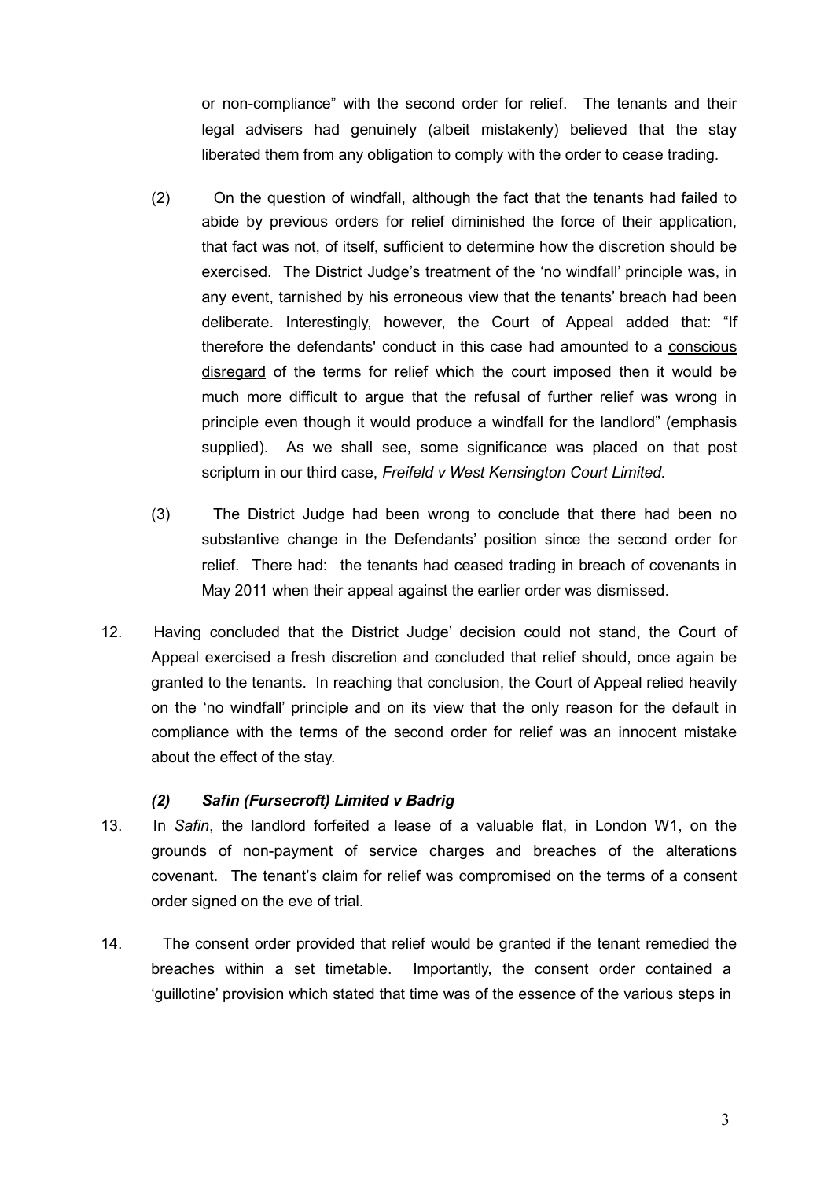or non-compliance" with the second order for relief. The tenants and their legal advisers had genuinely (albeit mistakenly) believed that the stay liberated them from any obligation to comply with the order to cease trading.

(2) On the question of windfall, although the fact that the tenants had failed to abide by previous orders for relief diminished the force of their application, that fact was not, of itself, sufficient to determine how the discretion should be exercised. The District Judge's treatment of the 'no windfall' principle was, in any event, tarnished by his erroneous view that the tenants' breach had been deliberate. Interestingly, however, the Court of Appeal added that: "If therefore the defendants' conduct in this case had amounted to a <u>conscious disregard</u> of the terms for relief which the court imposed then it would be <u>much more difficult</u> to argue that the refusal of further relief was wrong in principle even though it would produce a windfall for the landlord" (emphasis supplied). As we shall see, some significance was placed on that post scriptum in our third case, *Freifeld v West Kensington Court Limited.*

(3) The District Judge had been wrong to conclude that there had been no substantive change in the Defendants' position since the second order for relief. There had: the tenants had ceased trading in breach of covenants in May 2011 when their appeal against the earlier order was dismissed.

12. Having concluded that the District Judge' decision could not stand, the Court of Appeal exercised a fresh discretion and concluded that relief should, once again be granted to the tenants. In reaching that conclusion, the Court of Appeal relied heavily on the 'no windfall' principle and on its view that the only reason for the default in compliance with the terms of the second order for relief was an innocent mistake about the effect of the stay.

### *(2) Safin (Fursecroft) Limited v Badrig*

13. In *Safin*, the landlord forfeited a lease of a valuable flat, in London W1, on the grounds of non-payment of service charges and breaches of the alterations covenant. The tenant's claim for relief was compromised on the terms of a consent order signed on the eve of trial.

14. The consent order provided that relief would be granted if the tenant remedied the breaches within a set timetable. Importantly, the consent order contained a 'guillotine' provision which stated that time was of the essence of the various steps in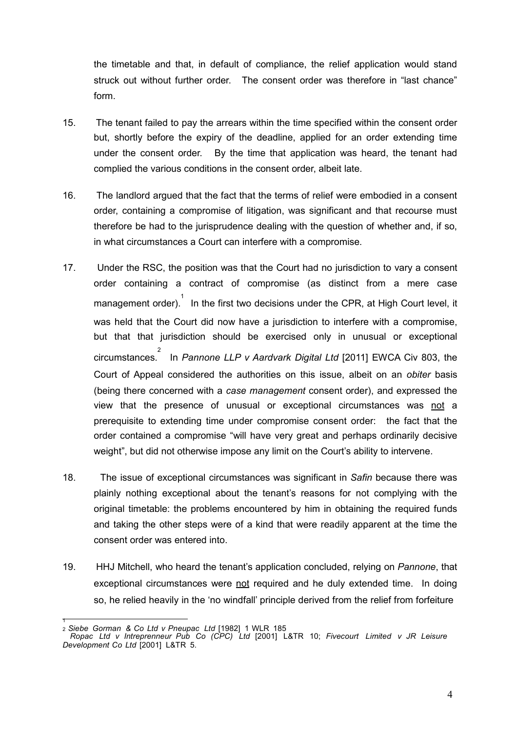the timetable and that, in default of compliance, the relief application would stand struck out without further order. The consent order was therefore in "last chance" form.

15. The tenant failed to pay the arrears within the time specified within the consent order but, shortly before the expiry of the deadline, applied for an order extending time under the consent order. By the time that application was heard, the tenant had complied the various conditions in the consent order, albeit late.

16. The landlord argued that the fact that the terms of relief were embodied in a consent order, containing a compromise of litigation, was significant and that recourse must therefore be had to the jurisprudence dealing with the question of whether and, if so, in what circumstances a Court can interfere with a compromise.

17. Under the RSC, the position was that the Court had no jurisdiction to vary a consent order containing a contract of compromise (as distinct from a mere case management order).[1] In the first two decisions under the CPR, at High Court level, it was held that the Court did now have a jurisdiction to interfere with a compromise, but that that jurisdiction should be exercised only in unusual or exceptional circumstances.[2] In *Pannone LLP v Aardvark Digital Ltd* [2011] EWCA Civ 803, the Court of Appeal considered the authorities on this issue, albeit on an *obiter* basis (being there concerned with a *case management* consent order), and expressed the view that the presence of unusual or exceptional circumstances was <u>not</u> a prerequisite to extending time under compromise consent order: the fact that the order contained a compromise "will have very great and perhaps ordinarily decisive weight", but did not otherwise impose any limit on the Court's ability to intervene.

18. The issue of exceptional circumstances was significant in *Safin* because there was plainly nothing exceptional about the tenant's reasons for not complying with the original timetable: the problems encountered by him in obtaining the required funds and taking the other steps were of a kind that were readily apparent at the time the consent order was entered into.

19. HHJ Mitchell, who heard the tenant's application concluded, relying on *Pannone*, that exceptional circumstances were <u>not</u> required and he duly extended time. In doing so, he relied heavily in the 'no windfall' principle derived from the relief from forfeiture

---

[1] *Siebe Gorman & Co Ltd v Pneupac Ltd* [1982] 1 WLR 185

[2] *Ropac Ltd v Intreprenneur Pub Co (CPC) Ltd* [2001] L&TR 10; *Fivecourt Limited v JR Leisure Development Co Ltd* [2001] L&TR 5.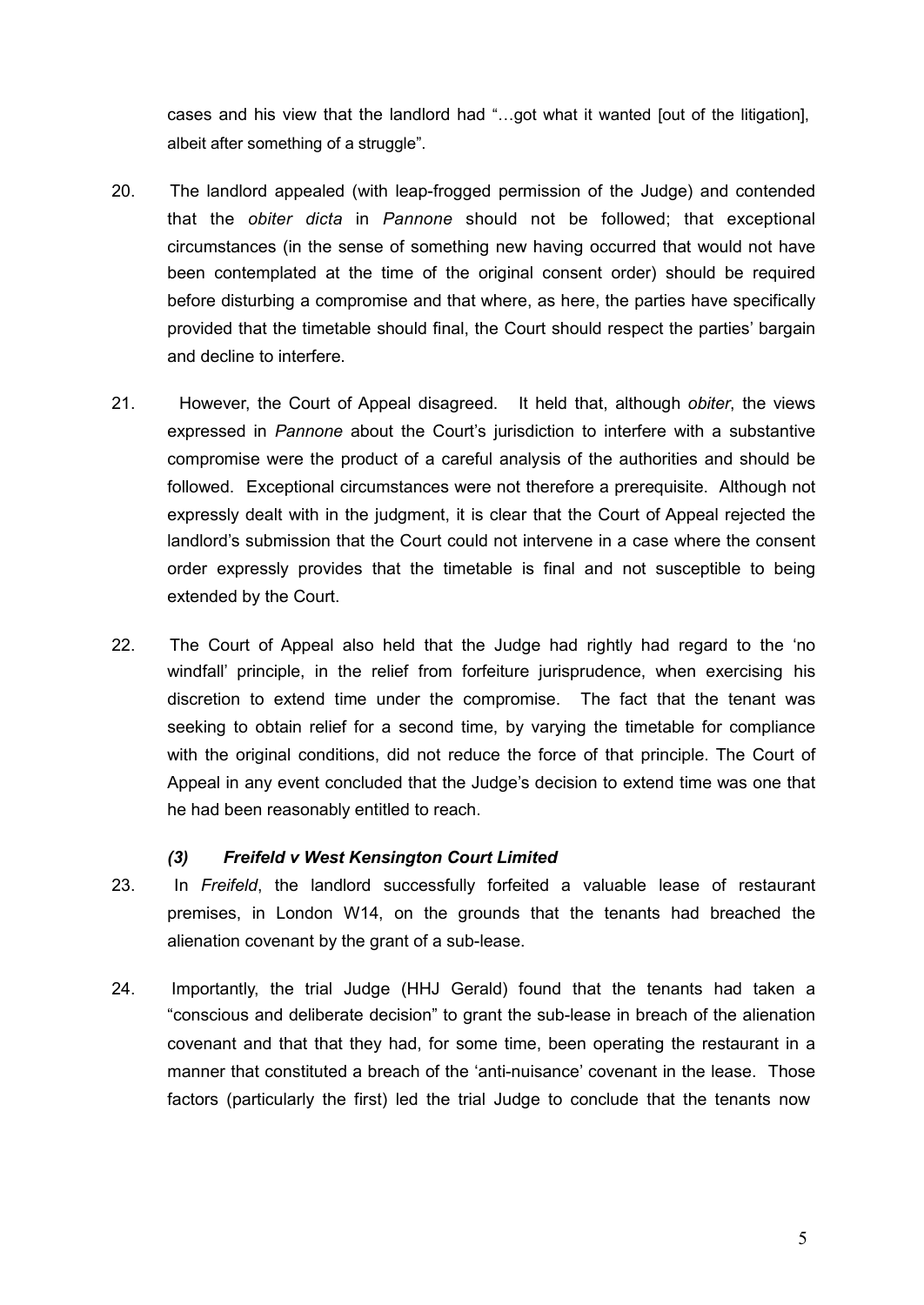cases and his view that the landlord had "…got what it wanted [out of the litigation], albeit after something of a struggle".

20. The landlord appealed (with leap-frogged permission of the Judge) and contended that the *obiter dicta* in *Pannone* should not be followed; that exceptional circumstances (in the sense of something new having occurred that would not have been contemplated at the time of the original consent order) should be required before disturbing a compromise and that where, as here, the parties have specifically provided that the timetable should final, the Court should respect the parties' bargain and decline to interfere.

21. However, the Court of Appeal disagreed. It held that, although *obiter*, the views expressed in *Pannone* about the Court's jurisdiction to interfere with a substantive compromise were the product of a careful analysis of the authorities and should be followed. Exceptional circumstances were not therefore a prerequisite. Although not expressly dealt with in the judgment, it is clear that the Court of Appeal rejected the landlord's submission that the Court could not intervene in a case where the consent order expressly provides that the timetable is final and not susceptible to being extended by the Court.

22. The Court of Appeal also held that the Judge had rightly had regard to the 'no windfall' principle, in the relief from forfeiture jurisprudence, when exercising his discretion to extend time under the compromise. The fact that the tenant was seeking to obtain relief for a second time, by varying the timetable for compliance with the original conditions, did not reduce the force of that principle. The Court of Appeal in any event concluded that the Judge's decision to extend time was one that he had been reasonably entitled to reach.

### *(3) Freifeld v West Kensington Court Limited*

23. In *Freifeld*, the landlord successfully forfeited a valuable lease of restaurant premises, in London W14, on the grounds that the tenants had breached the alienation covenant by the grant of a sub-lease.

24. Importantly, the trial Judge (HHJ Gerald) found that the tenants had taken a "conscious and deliberate decision" to grant the sub-lease in breach of the alienation covenant and that that they had, for some time, been operating the restaurant in a manner that constituted a breach of the 'anti-nuisance' covenant in the lease. Those factors (particularly the first) led the trial Judge to conclude that the tenants now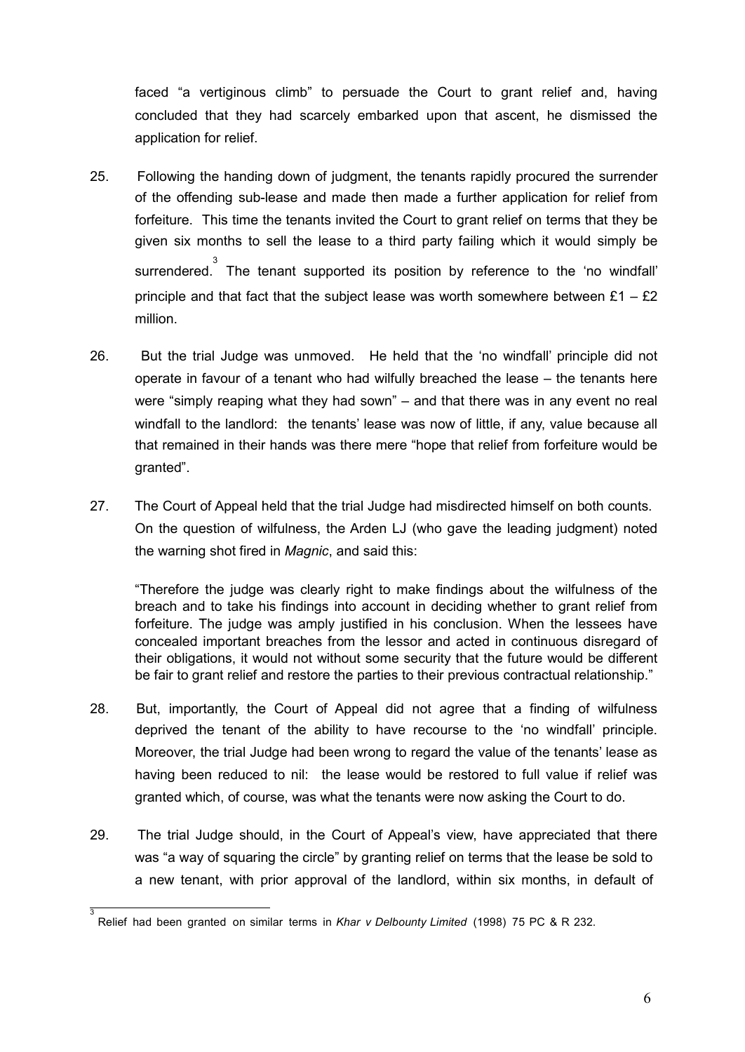faced "a vertiginous climb" to persuade the Court to grant relief and, having concluded that they had scarcely embarked upon that ascent, he dismissed the application for relief.

25. Following the handing down of judgment, the tenants rapidly procured the surrender of the offending sub-lease and made then made a further application for relief from forfeiture. This time the tenants invited the Court to grant relief on terms that they be given six months to sell the lease to a third party failing which it would simply be surrendered.[3] The tenant supported its position by reference to the 'no windfall' principle and that fact that the subject lease was worth somewhere between £1 – £2 million.

26. But the trial Judge was unmoved. He held that the 'no windfall' principle did not operate in favour of a tenant who had wilfully breached the lease – the tenants here were "simply reaping what they had sown" – and that there was in any event no real windfall to the landlord: the tenants' lease was now of little, if any, value because all that remained in their hands was there mere "hope that relief from forfeiture would be granted".

27. The Court of Appeal held that the trial Judge had misdirected himself on both counts. On the question of wilfulness, the Arden LJ (who gave the leading judgment) noted the warning shot fired in *Magnic*, and said this:

> "Therefore the judge was clearly right to make findings about the wilfulness of the breach and to take his findings into account in deciding whether to grant relief from forfeiture. The judge was amply justified in his conclusion. When the lessees have concealed important breaches from the lessor and acted in continuous disregard of their obligations, it would not without some security that the future would be different be fair to grant relief and restore the parties to their previous contractual relationship."

28. But, importantly, the Court of Appeal did not agree that a finding of wilfulness deprived the tenant of the ability to have recourse to the 'no windfall' principle. Moreover, the trial Judge had been wrong to regard the value of the tenants' lease as having been reduced to nil: the lease would be restored to full value if relief was granted which, of course, was what the tenants were now asking the Court to do.

29. The trial Judge should, in the Court of Appeal's view, have appreciated that there was "a way of squaring the circle" by granting relief on terms that the lease be sold to a new tenant, with prior approval of the landlord, within six months, in default of

---

[3] Relief had been granted on similar terms in *Khar v Delbounty Limited* (1998) 75 PC & R 232.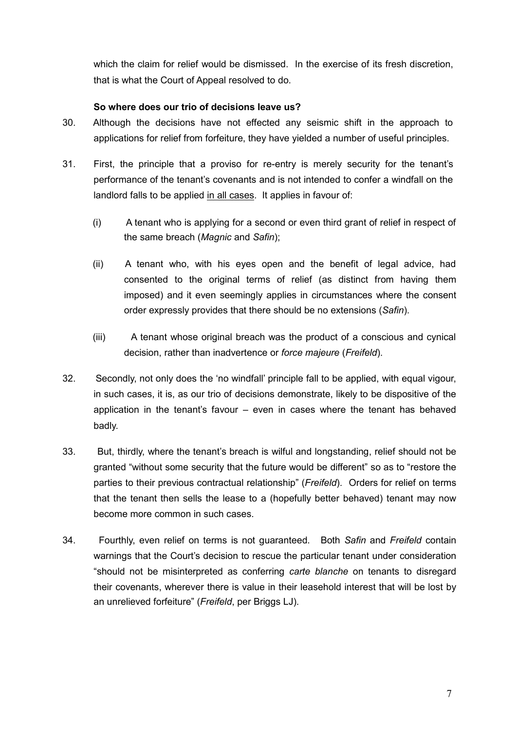which the claim for relief would be dismissed. In the exercise of its fresh discretion, that is what the Court of Appeal resolved to do.

**So where does our trio of decisions leave us?**

30. Although the decisions have not effected any seismic shift in the approach to applications for relief from forfeiture, they have yielded a number of useful principles.

31. First, the principle that a proviso for re-entry is merely security for the tenant's performance of the tenant's covenants and is not intended to confer a windfall on the landlord falls to be applied <u>in all cases</u>. It applies in favour of:

    (i) A tenant who is applying for a second or even third grant of relief in respect of the same breach (*Magnic* and *Safin*);

    (ii) A tenant who, with his eyes open and the benefit of legal advice, had consented to the original terms of relief (as distinct from having them imposed) and it even seemingly applies in circumstances where the consent order expressly provides that there should be no extensions (*Safin*).

    (iii) A tenant whose original breach was the product of a conscious and cynical decision, rather than inadvertence or *force majeure* (*Freifeld*).

32. Secondly, not only does the 'no windfall' principle fall to be applied, with equal vigour, in such cases, it is, as our trio of decisions demonstrate, likely to be dispositive of the application in the tenant's favour – even in cases where the tenant has behaved badly.

33. But, thirdly, where the tenant's breach is wilful and longstanding, relief should not be granted "without some security that the future would be different" so as to "restore the parties to their previous contractual relationship" (*Freifeld*). Orders for relief on terms that the tenant then sells the lease to a (hopefully better behaved) tenant may now become more common in such cases.

34. Fourthly, even relief on terms is not guaranteed. Both *Safin* and *Freifeld* contain warnings that the Court's decision to rescue the particular tenant under consideration "should not be misinterpreted as conferring *carte blanche* on tenants to disregard their covenants, wherever there is value in their leasehold interest that will be lost by an unrelieved forfeiture" (*Freifeld*, per Briggs LJ).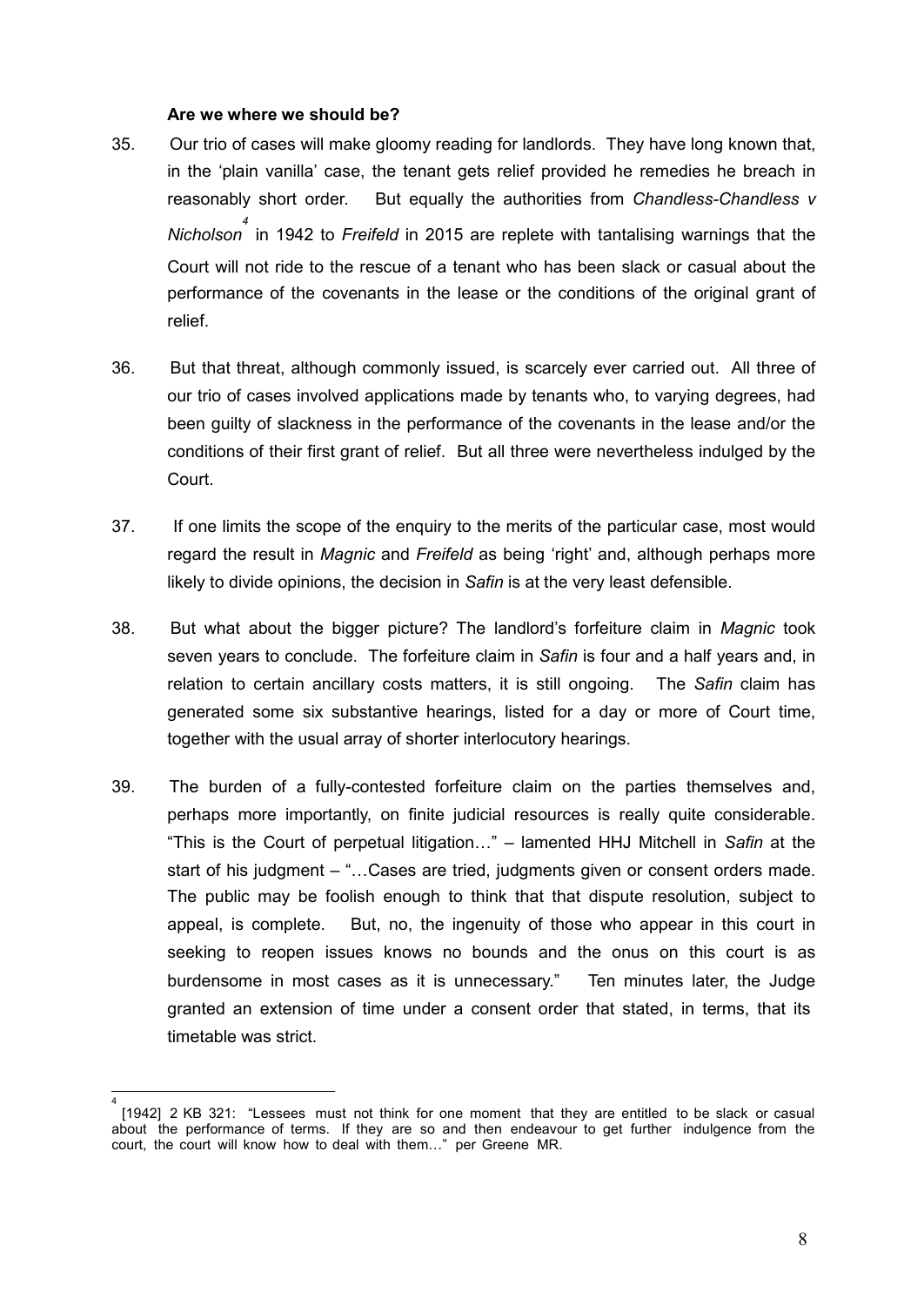**Are we where we should be?**

35. Our trio of cases will make gloomy reading for landlords. They have long known that, in the 'plain vanilla' case, the tenant gets relief provided he remedies he breach in reasonably short order. But equally the authorities from *Chandless-Chandless v Nicholson*[4] in 1942 to *Freifeld* in 2015 are replete with tantalising warnings that the Court will not ride to the rescue of a tenant who has been slack or casual about the performance of the covenants in the lease or the conditions of the original grant of relief.

36. But that threat, although commonly issued, is scarcely ever carried out. All three of our trio of cases involved applications made by tenants who, to varying degrees, had been guilty of slackness in the performance of the covenants in the lease and/or the conditions of their first grant of relief. But all three were nevertheless indulged by the Court.

37. If one limits the scope of the enquiry to the merits of the particular case, most would regard the result in *Magnic* and *Freifeld* as being 'right' and, although perhaps more likely to divide opinions, the decision in *Safin* is at the very least defensible.

38. But what about the bigger picture? The landlord's forfeiture claim in *Magnic* took seven years to conclude. The forfeiture claim in *Safin* is four and a half years and, in relation to certain ancillary costs matters, it is still ongoing. The *Safin* claim has generated some six substantive hearings, listed for a day or more of Court time, together with the usual array of shorter interlocutory hearings.

39. The burden of a fully-contested forfeiture claim on the parties themselves and, perhaps more importantly, on finite judicial resources is really quite considerable. "This is the Court of perpetual litigation…" – lamented HHJ Mitchell in *Safin* at the start of his judgment – "…Cases are tried, judgments given or consent orders made. The public may be foolish enough to think that that dispute resolution, subject to appeal, is complete. But, no, the ingenuity of those who appear in this court in seeking to reopen issues knows no bounds and the onus on this court is as burdensome in most cases as it is unnecessary." Ten minutes later, the Judge granted an extension of time under a consent order that stated, in terms, that its timetable was strict.

---

[4] [1942] 2 KB 321: "Lessees must not think for one moment that they are entitled to be slack or casual about the performance of terms. If they are so and then endeavour to get further indulgence from the court, the court will know how to deal with them…" per Greene MR.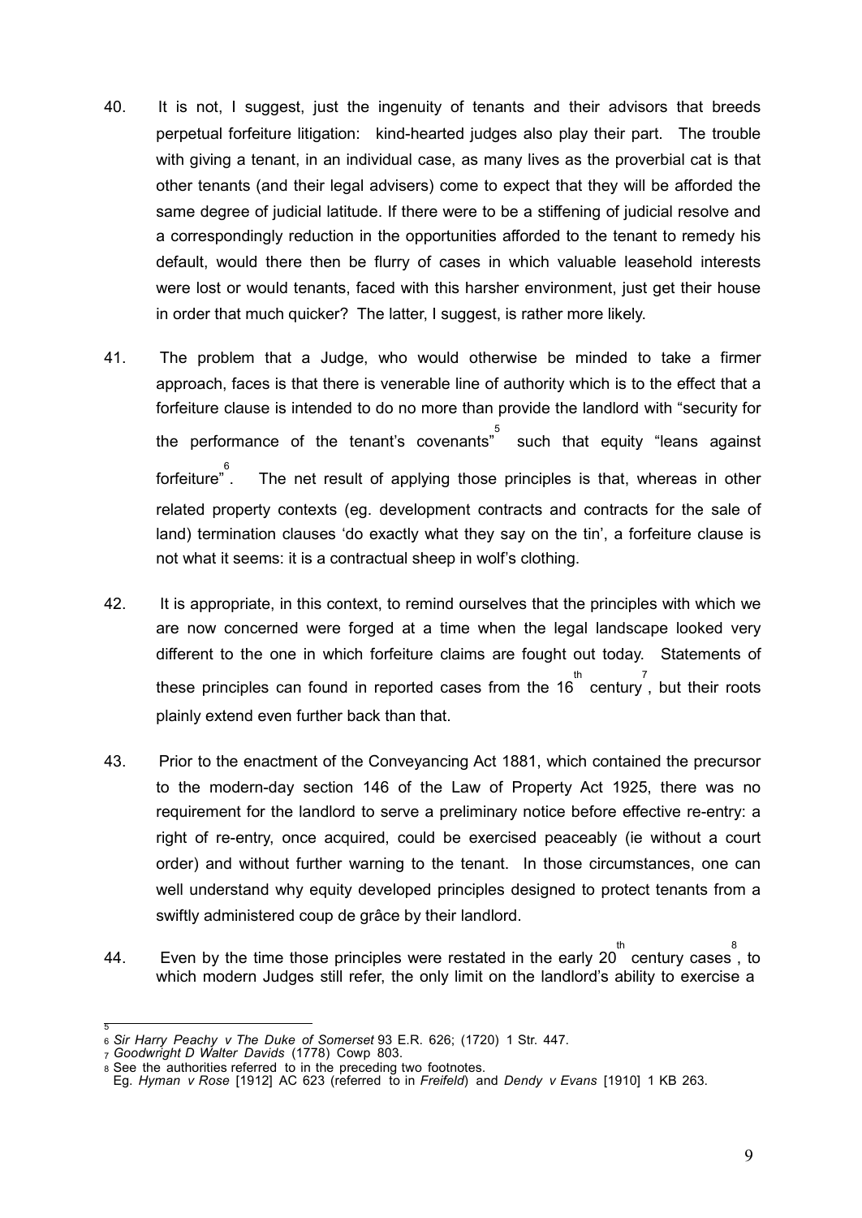40. It is not, I suggest, just the ingenuity of tenants and their advisors that breeds perpetual forfeiture litigation: kind-hearted judges also play their part. The trouble with giving a tenant, in an individual case, as many lives as the proverbial cat is that other tenants (and their legal advisers) come to expect that they will be afforded the same degree of judicial latitude. If there were to be a stiffening of judicial resolve and a correspondingly reduction in the opportunities afforded to the tenant to remedy his default, would there then be flurry of cases in which valuable leasehold interests were lost or would tenants, faced with this harsher environment, just get their house in order that much quicker? The latter, I suggest, is rather more likely.

41. The problem that a Judge, who would otherwise be minded to take a firmer approach, faces is that there is venerable line of authority which is to the effect that a forfeiture clause is intended to do no more than provide the landlord with "security for the performance of the tenant's covenants"[5] such that equity "leans against forfeiture"[6]. The net result of applying those principles is that, whereas in other related property contexts (eg. development contracts and contracts for the sale of land) termination clauses 'do exactly what they say on the tin', a forfeiture clause is not what it seems: it is a contractual sheep in wolf's clothing.

42. It is appropriate, in this context, to remind ourselves that the principles with which we are now concerned were forged at a time when the legal landscape looked very different to the one in which forfeiture claims are fought out today. Statements of these principles can found in reported cases from the 16th century[7], but their roots plainly extend even further back than that.

43. Prior to the enactment of the Conveyancing Act 1881, which contained the precursor to the modern-day section 146 of the Law of Property Act 1925, there was no requirement for the landlord to serve a preliminary notice before effective re-entry: a right of re-entry, once acquired, could be exercised peaceably (ie without a court order) and without further warning to the tenant. In those circumstances, one can well understand why equity developed principles designed to protect tenants from a swiftly administered coup de grâce by their landlord.

44. Even by the time those principles were restated in the early 20th century cases[8], to which modern Judges still refer, the only limit on the landlord's ability to exercise a

---

5

6 *Sir Harry Peachy v The Duke of Somerset* 93 E.R. 626; (1720) 1 Str. 447.

7 *Goodwright D Walter Davids* (1778) Cowp 803.

8 See the authorities referred to in the preceding two footnotes.
Eg. *Hyman v Rose* [1912] AC 623 (referred to in *Freifeld*) and *Dendy v Evans* [1910] 1 KB 263.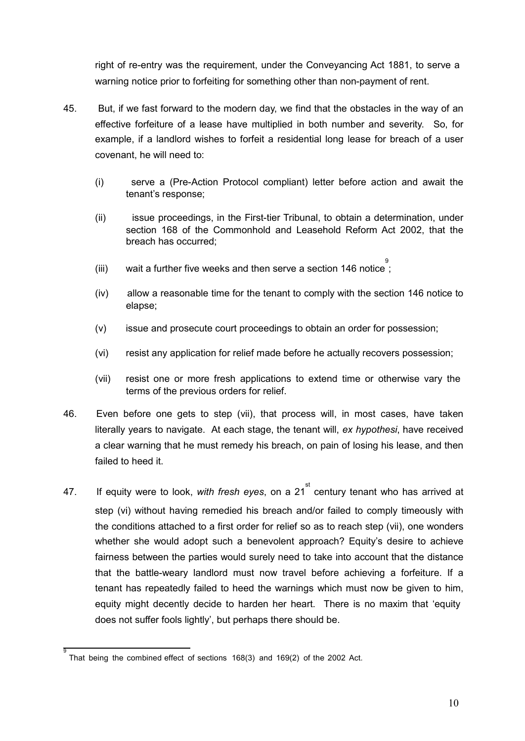right of re-entry was the requirement, under the Conveyancing Act 1881, to serve a warning notice prior to forfeiting for something other than non-payment of rent.

45. But, if we fast forward to the modern day, we find that the obstacles in the way of an effective forfeiture of a lease have multiplied in both number and severity. So, for example, if a landlord wishes to forfeit a residential long lease for breach of a user covenant, he will need to:

   (i) serve a (Pre-Action Protocol compliant) letter before action and await the tenant's response;

   (ii) issue proceedings, in the First-tier Tribunal, to obtain a determination, under section 168 of the Commonhold and Leasehold Reform Act 2002, that the breach has occurred;

   (iii) wait a further five weeks and then serve a section 146 notice[9];

   (iv) allow a reasonable time for the tenant to comply with the section 146 notice to elapse;

   (v) issue and prosecute court proceedings to obtain an order for possession;

   (vi) resist any application for relief made before he actually recovers possession;

   (vii) resist one or more fresh applications to extend time or otherwise vary the terms of the previous orders for relief.

46. Even before one gets to step (vii), that process will, in most cases, have taken literally years to navigate. At each stage, the tenant will, *ex hypothesi*, have received a clear warning that he must remedy his breach, on pain of losing his lease, and then failed to heed it.

47. If equity were to look, *with fresh eyes*, on a 21st century tenant who has arrived at step (vi) without having remedied his breach and/or failed to comply timeously with the conditions attached to a first order for relief so as to reach step (vii), one wonders whether she would adopt such a benevolent approach? Equity's desire to achieve fairness between the parties would surely need to take into account that the distance that the battle-weary landlord must now travel before achieving a forfeiture. If a tenant has repeatedly failed to heed the warnings which must now be given to him, equity might decently decide to harden her heart. There is no maxim that 'equity does not suffer fools lightly', but perhaps there should be.

---

[9] That being the combined effect of sections 168(3) and 169(2) of the 2002 Act.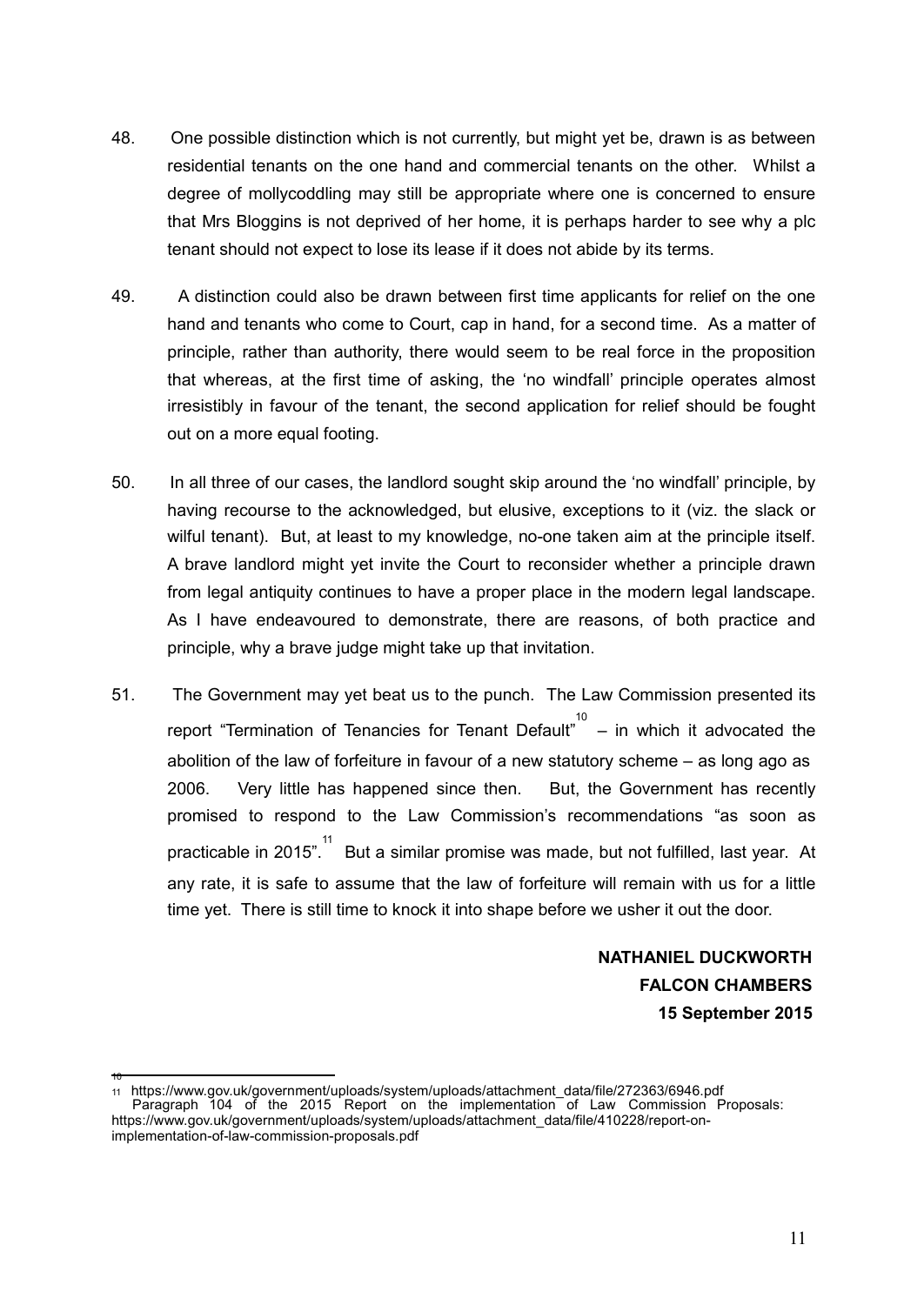48. One possible distinction which is not currently, but might yet be, drawn is as between residential tenants on the one hand and commercial tenants on the other. Whilst a degree of mollycoddling may still be appropriate where one is concerned to ensure that Mrs Bloggins is not deprived of her home, it is perhaps harder to see why a plc tenant should not expect to lose its lease if it does not abide by its terms.

49. A distinction could also be drawn between first time applicants for relief on the one hand and tenants who come to Court, cap in hand, for a second time. As a matter of principle, rather than authority, there would seem to be real force in the proposition that whereas, at the first time of asking, the 'no windfall' principle operates almost irresistibly in favour of the tenant, the second application for relief should be fought out on a more equal footing.

50. In all three of our cases, the landlord sought skip around the 'no windfall' principle, by having recourse to the acknowledged, but elusive, exceptions to it (viz. the slack or wilful tenant). But, at least to my knowledge, no-one taken aim at the principle itself. A brave landlord might yet invite the Court to reconsider whether a principle drawn from legal antiquity continues to have a proper place in the modern legal landscape. As I have endeavoured to demonstrate, there are reasons, of both practice and principle, why a brave judge might take up that invitation.

51. The Government may yet beat us to the punch. The Law Commission presented its report "Termination of Tenancies for Tenant Default"[10] – in which it advocated the abolition of the law of forfeiture in favour of a new statutory scheme – as long ago as 2006. Very little has happened since then. But, the Government has recently promised to respond to the Law Commission's recommendations "as soon as practicable in 2015".[11] But a similar promise was made, but not fulfilled, last year. At any rate, it is safe to assume that the law of forfeiture will remain with us for a little time yet. There is still time to knock it into shape before we usher it out the door.

**NATHANIEL DUCKWORTH**
**FALCON CHAMBERS**
**15 September 2015**

---

[10] https://www.gov.uk/government/uploads/system/uploads/attachment_data/file/272363/6946.pdf

[11] Paragraph 104 of the 2015 Report on the implementation of Law Commission Proposals: https://www.gov.uk/government/uploads/system/uploads/attachment_data/file/410228/report-on-implementation-of-law-commission-proposals.pdf